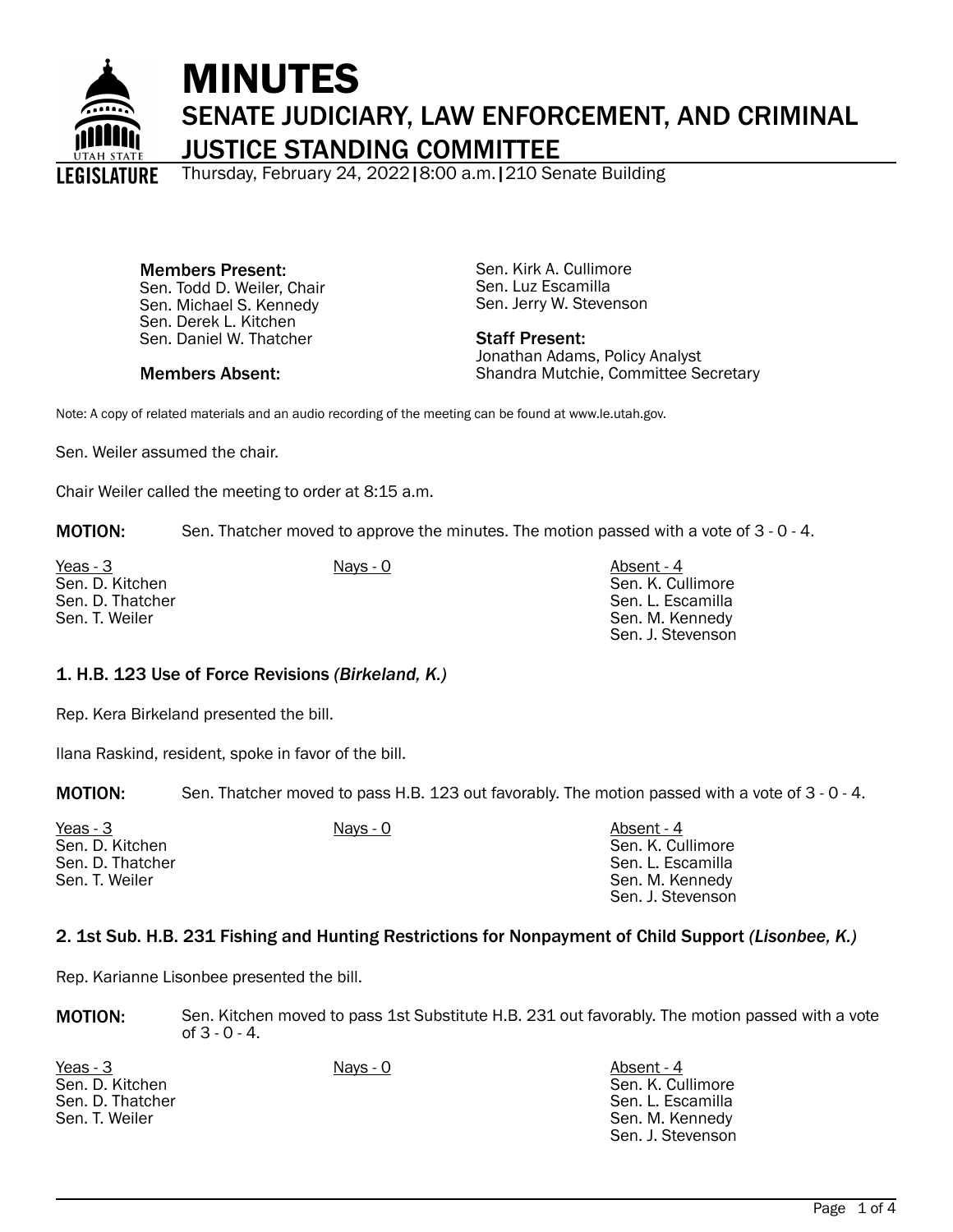# MINUTES

## SENATE JUDICIARY, LAW ENFORCEMENT, AND CRIMINAL JUSTICE STANDING COMMITTEE

Thursday, February 24, 2022 | 8:00 a.m. | 210 Senate Building

**Members Present:**
Sen. Todd D. Weiler, Chair
Sen. Michael S. Kennedy
Sen. Derek L. Kitchen
Sen. Daniel W. Thatcher
Sen. Kirk A. Cullimore
Sen. Luz Escamilla
Sen. Jerry W. Stevenson

**Members Absent:**

**Staff Present:**
Jonathan Adams, Policy Analyst
Shandra Mutchie, Committee Secretary

Note: A copy of related materials and an audio recording of the meeting can be found at www.le.utah.gov.

Sen. Weiler assumed the chair.

Chair Weiler called the meeting to order at 8:15 a.m.

**MOTION:** Sen. Thatcher moved to approve the minutes. The motion passed with a vote of 3 - 0 - 4.

| Yeas - 3 | Nays - 0 | Absent - 4 |
|---|---|---|
| Sen. D. Kitchen | | Sen. K. Cullimore |
| Sen. D. Thatcher | | Sen. L. Escamilla |
| Sen. T. Weiler | | Sen. M. Kennedy |
| | | Sen. J. Stevenson |

### 1. H.B. 123 Use of Force Revisions *(Birkeland, K.)*

Rep. Kera Birkeland presented the bill.

Ilana Raskind, resident, spoke in favor of the bill.

**MOTION:** Sen. Thatcher moved to pass H.B. 123 out favorably. The motion passed with a vote of 3 - 0 - 4.

| Yeas - 3 | Nays - 0 | Absent - 4 |
|---|---|---|
| Sen. D. Kitchen | | Sen. K. Cullimore |
| Sen. D. Thatcher | | Sen. L. Escamilla |
| Sen. T. Weiler | | Sen. M. Kennedy |
| | | Sen. J. Stevenson |

### 2. 1st Sub. H.B. 231 Fishing and Hunting Restrictions for Nonpayment of Child Support *(Lisonbee, K.)*

Rep. Karianne Lisonbee presented the bill.

**MOTION:** Sen. Kitchen moved to pass 1st Substitute H.B. 231 out favorably. The motion passed with a vote of 3 - 0 - 4.

| Yeas - 3 | Nays - 0 | Absent - 4 |
|---|---|---|
| Sen. D. Kitchen | | Sen. K. Cullimore |
| Sen. D. Thatcher | | Sen. L. Escamilla |
| Sen. T. Weiler | | Sen. M. Kennedy |
| | | Sen. J. Stevenson |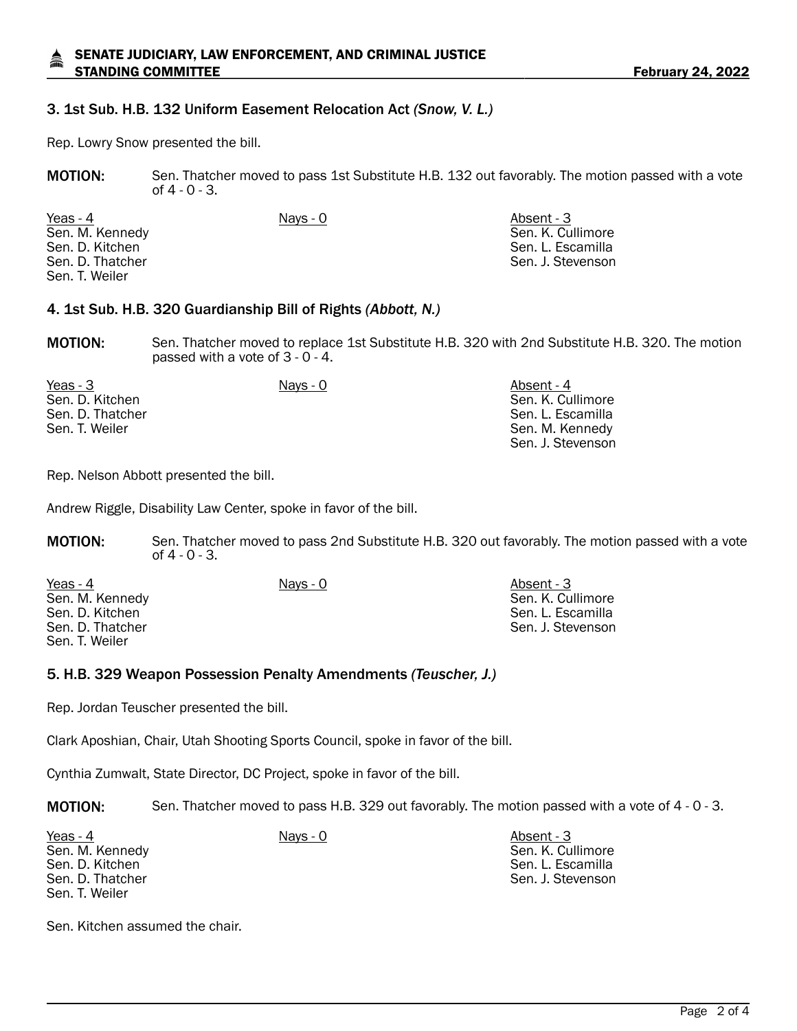### 3. 1st Sub. H.B. 132 Uniform Easement Relocation Act *(Snow, V. L.)*

Rep. Lowry Snow presented the bill.

**MOTION:** Sen. Thatcher moved to pass 1st Substitute H.B. 132 out favorably. The motion passed with a vote of 4 - 0 - 3.

| Yeas - 4 | Nays - 0 | Absent - 3 |
|---|---|---|
| Sen. M. Kennedy | | Sen. K. Cullimore |
| Sen. D. Kitchen | | Sen. L. Escamilla |
| Sen. D. Thatcher | | Sen. J. Stevenson |
| Sen. T. Weiler | | |

### 4. 1st Sub. H.B. 320 Guardianship Bill of Rights *(Abbott, N.)*

**MOTION:** Sen. Thatcher moved to replace 1st Substitute H.B. 320 with 2nd Substitute H.B. 320. The motion passed with a vote of 3 - 0 - 4.

| Yeas - 3 | Nays - 0 | Absent - 4 |
|---|---|---|
| Sen. D. Kitchen | | Sen. K. Cullimore |
| Sen. D. Thatcher | | Sen. L. Escamilla |
| Sen. T. Weiler | | Sen. M. Kennedy |
| | | Sen. J. Stevenson |

Rep. Nelson Abbott presented the bill.

Andrew Riggle, Disability Law Center, spoke in favor of the bill.

**MOTION:** Sen. Thatcher moved to pass 2nd Substitute H.B. 320 out favorably. The motion passed with a vote of 4 - 0 - 3.

| Yeas - 4 | Nays - 0 | Absent - 3 |
|---|---|---|
| Sen. M. Kennedy | | Sen. K. Cullimore |
| Sen. D. Kitchen | | Sen. L. Escamilla |
| Sen. D. Thatcher | | Sen. J. Stevenson |
| Sen. T. Weiler | | |

### 5. H.B. 329 Weapon Possession Penalty Amendments *(Teuscher, J.)*

Rep. Jordan Teuscher presented the bill.

Clark Aposhian, Chair, Utah Shooting Sports Council, spoke in favor of the bill.

Cynthia Zumwalt, State Director, DC Project, spoke in favor of the bill.

**MOTION:** Sen. Thatcher moved to pass H.B. 329 out favorably. The motion passed with a vote of 4 - 0 - 3.

| Yeas - 4 | Nays - 0 | Absent - 3 |
|---|---|---|
| Sen. M. Kennedy | | Sen. K. Cullimore |
| Sen. D. Kitchen | | Sen. L. Escamilla |
| Sen. D. Thatcher | | Sen. J. Stevenson |
| Sen. T. Weiler | | |

Sen. Kitchen assumed the chair.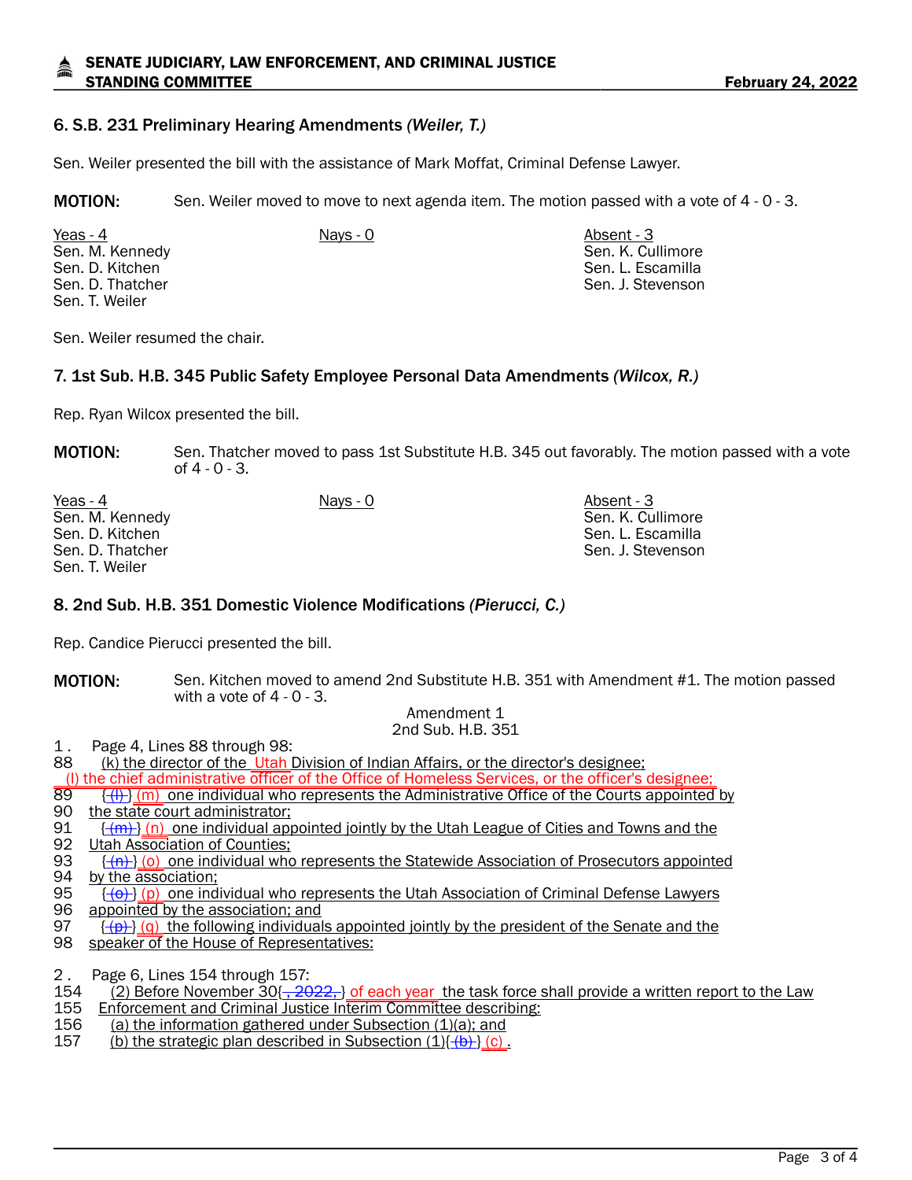### 6. S.B. 231 Preliminary Hearing Amendments *(Weiler, T.)*

Sen. Weiler presented the bill with the assistance of Mark Moffat, Criminal Defense Lawyer.

**MOTION:** Sen. Weiler moved to move to next agenda item. The motion passed with a vote of 4 - 0 - 3.

| Yeas - 4 | Nays - 0 | Absent - 3 |
|---|---|---|
| Sen. M. Kennedy | | Sen. K. Cullimore |
| Sen. D. Kitchen | | Sen. L. Escamilla |
| Sen. D. Thatcher | | Sen. J. Stevenson |
| Sen. T. Weiler | | |

Sen. Weiler resumed the chair.

### 7. 1st Sub. H.B. 345 Public Safety Employee Personal Data Amendments *(Wilcox, R.)*

Rep. Ryan Wilcox presented the bill.

**MOTION:** Sen. Thatcher moved to pass 1st Substitute H.B. 345 out favorably. The motion passed with a vote of 4 - 0 - 3.

| Yeas - 4 | Nays - 0 | Absent - 3 |
|---|---|---|
| Sen. M. Kennedy | | Sen. K. Cullimore |
| Sen. D. Kitchen | | Sen. L. Escamilla |
| Sen. D. Thatcher | | Sen. J. Stevenson |
| Sen. T. Weiler | | |

### 8. 2nd Sub. H.B. 351 Domestic Violence Modifications *(Pierucci, C.)*

Rep. Candice Pierucci presented the bill.

**MOTION:** Sen. Kitchen moved to amend 2nd Substitute H.B. 351 with Amendment #1. The motion passed with a vote of 4 - 0 - 3.

Amendment 1
2nd Sub. H.B. 351

1 . Page 4, Lines 88 through 98:
88 (k) the director of the Utah Division of Indian Affairs, or the director's designee;
(l) the chief administrative officer of the Office of Homeless Services, or the officer's designee;
89 {(l)} (m) one individual who represents the Administrative Office of the Courts appointed by
90 the state court administrator;
91 {(m)} (n) one individual appointed jointly by the Utah League of Cities and Towns and the
92 Utah Association of Counties;
93 {(n)} (o) one individual who represents the Statewide Association of Prosecutors appointed
94 by the association;
95 {(o)} (p) one individual who represents the Utah Association of Criminal Defense Lawyers
96 appointed by the association; and
97 {(p)} (q) the following individuals appointed jointly by the president of the Senate and the
98 speaker of the House of Representatives:

2 . Page 6, Lines 154 through 157:
154 (2) Before November 30{, 2022,} of each year the task force shall provide a written report to the Law
155 Enforcement and Criminal Justice Interim Committee describing:
156 (a) the information gathered under Subsection (1)(a); and
157 (b) the strategic plan described in Subsection (1){(b)} (c) .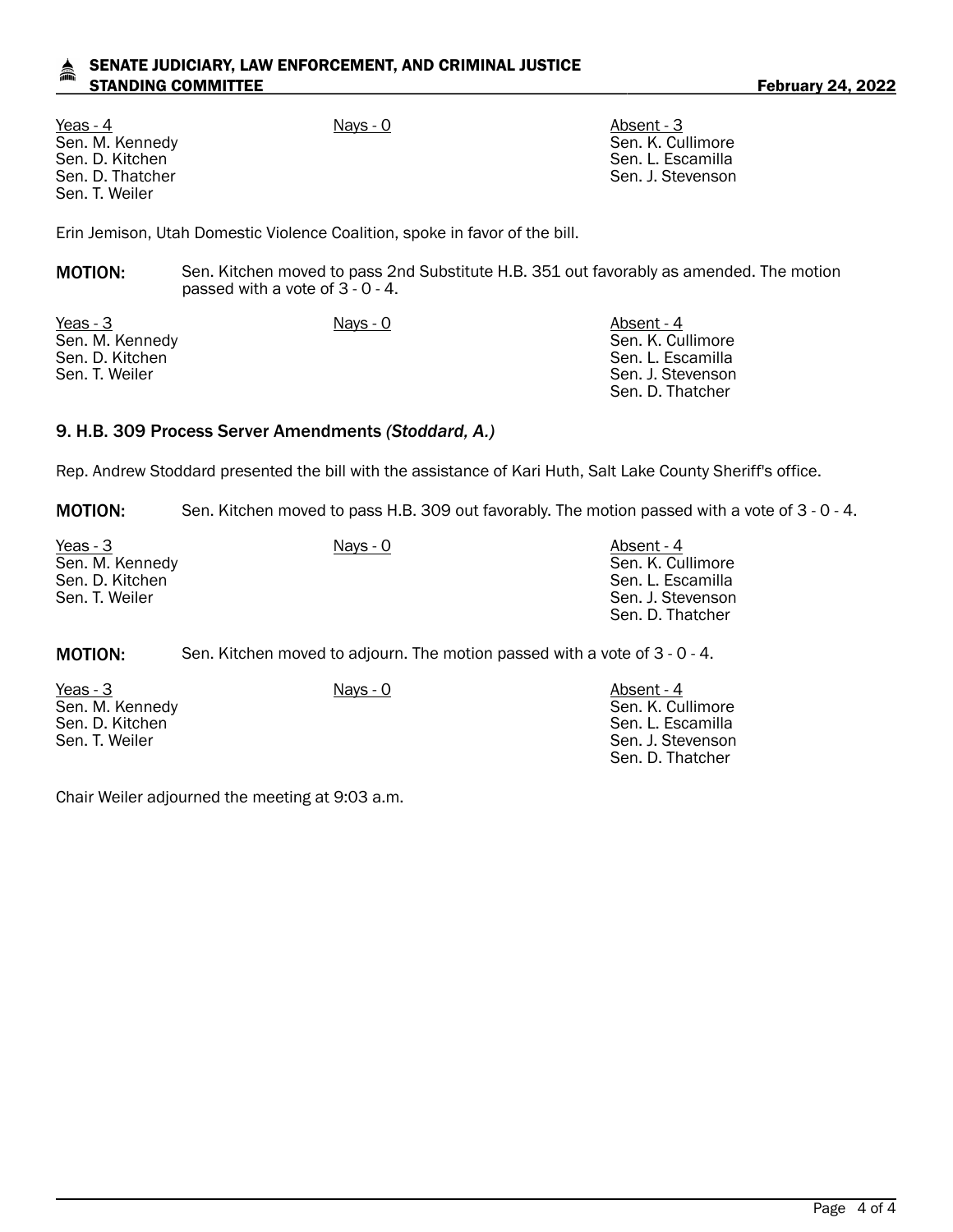| Yeas - 4 | Nays - 0 | Absent - 3 |
| --- | --- | --- |
| Sen. M. Kennedy | | Sen. K. Cullimore |
| Sen. D. Kitchen | | Sen. L. Escamilla |
| Sen. D. Thatcher | | Sen. J. Stevenson |
| Sen. T. Weiler | | |

Erin Jemison, Utah Domestic Violence Coalition, spoke in favor of the bill.

**MOTION:** Sen. Kitchen moved to pass 2nd Substitute H.B. 351 out favorably as amended. The motion passed with a vote of 3 - 0 - 4.

| Yeas - 3 | Nays - 0 | Absent - 4 |
| --- | --- | --- |
| Sen. M. Kennedy | | Sen. K. Cullimore |
| Sen. D. Kitchen | | Sen. L. Escamilla |
| Sen. T. Weiler | | Sen. J. Stevenson |
| | | Sen. D. Thatcher |

### 9. H.B. 309 Process Server Amendments *(Stoddard, A.)*

Rep. Andrew Stoddard presented the bill with the assistance of Kari Huth, Salt Lake County Sheriff's office.

**MOTION:** Sen. Kitchen moved to pass H.B. 309 out favorably. The motion passed with a vote of 3 - 0 - 4.

| Yeas - 3 | Nays - 0 | Absent - 4 |
| --- | --- | --- |
| Sen. M. Kennedy | | Sen. K. Cullimore |
| Sen. D. Kitchen | | Sen. L. Escamilla |
| Sen. T. Weiler | | Sen. J. Stevenson |
| | | Sen. D. Thatcher |

**MOTION:** Sen. Kitchen moved to adjourn. The motion passed with a vote of 3 - 0 - 4.

| Yeas - 3 | Nays - 0 | Absent - 4 |
| --- | --- | --- |
| Sen. M. Kennedy | | Sen. K. Cullimore |
| Sen. D. Kitchen | | Sen. L. Escamilla |
| Sen. T. Weiler | | Sen. J. Stevenson |
| | | Sen. D. Thatcher |

Chair Weiler adjourned the meeting at 9:03 a.m.